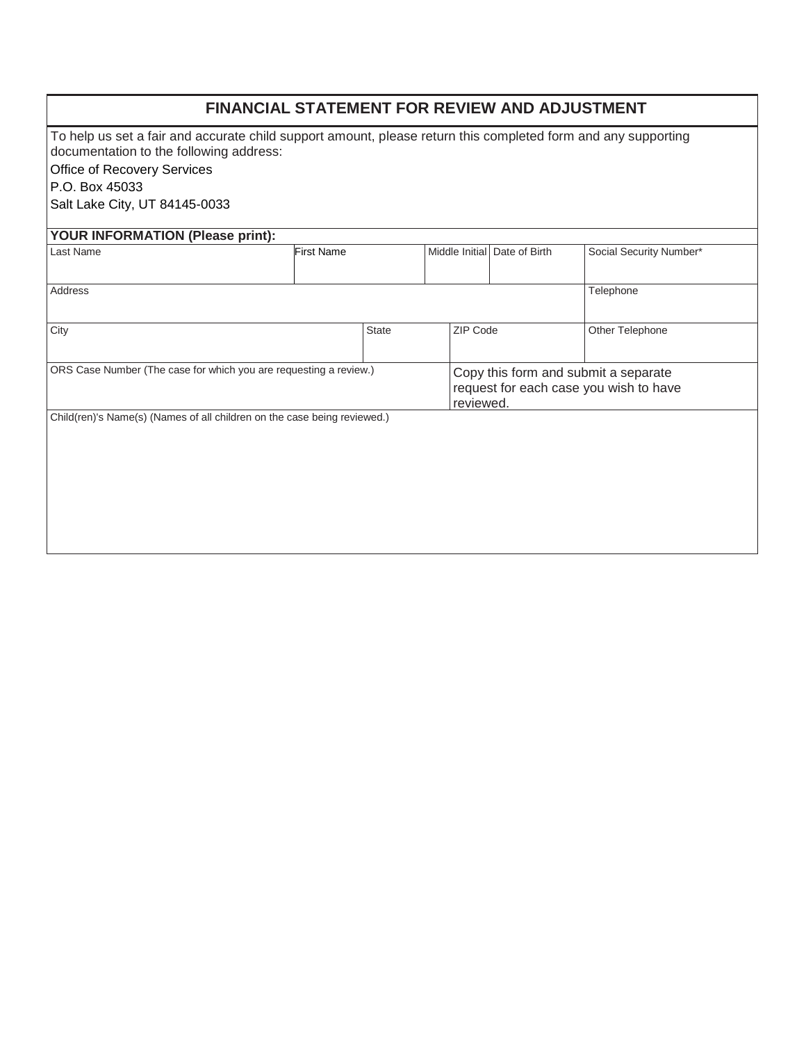# FINANCIAL STATEMENT FOR REVIEW AND ADJUSTMENT

To help us set a fair and accurate child support amount, please return this completed form and any supporting documentation to the following address:

Office of Recovery Services
P.O. Box 45033
Salt Lake City, UT 84145-0033

**YOUR INFORMATION (Please print):**

| Last Name | First Name | Middle Initial | Date of Birth | Social Security Number* |
|---|---|---|---|---|
| | | | | |

| Address | Telephone |
|---|---|
| | |

| City | State | ZIP Code | Other Telephone |
|---|---|---|---|
| | | | |

| ORS Case Number (The case for which you are requesting a review.) | Copy this form and submit a separate request for each case you wish to have reviewed. |
|---|---|
| | |

| Child(ren)'s Name(s) (Names of all children on the case being reviewed.) |
|---|
| |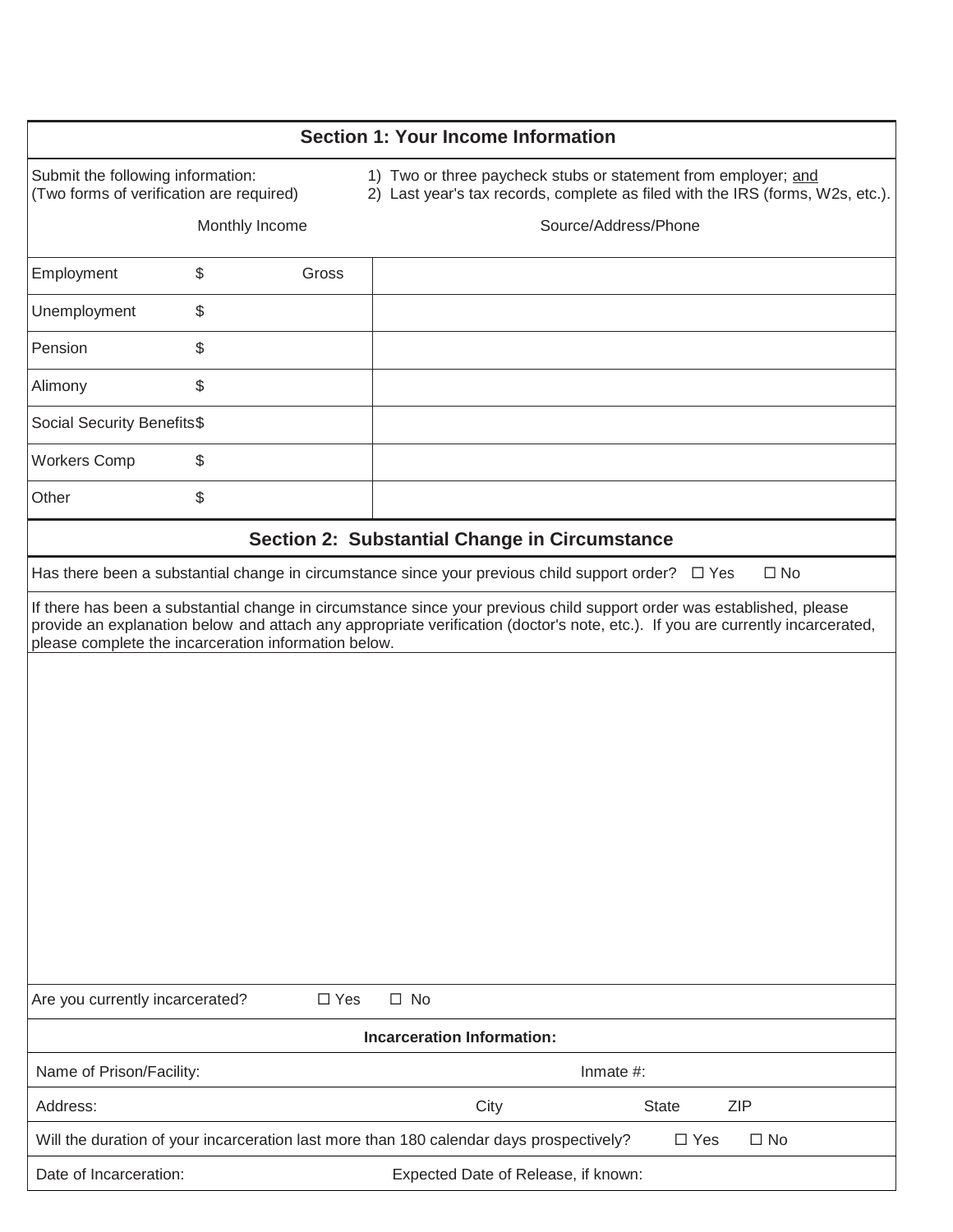## Section 1: Your Income Information

Submit the following information: (Two forms of verification are required)

1) Two or three paycheck stubs or statement from employer; and
2) Last year's tax records, complete as filed with the IRS (forms, W2s, etc.).

| Monthly Income | | | Source/Address/Phone |
|---|---|---|---|
| Employment | $ | Gross | |
| Unemployment | $ | | |
| Pension | $ | | |
| Alimony | $ | | |
| Social Security Benefits | $ | | |
| Workers Comp | $ | | |
| Other | $ | | |

## Section 2: Substantial Change in Circumstance

Has there been a substantial change in circumstance since your previous child support order? ☐ Yes ☐ No

If there has been a substantial change in circumstance since your previous child support order was established, please provide an explanation below and attach any appropriate verification (doctor's note, etc.). If you are currently incarcerated, please complete the incarceration information below.

Are you currently incarcerated? ☐ Yes ☐ No

**Incarceration Information:**

Name of Prison/Facility: Inmate #:

Address: City State ZIP

Will the duration of your incarceration last more than 180 calendar days prospectively? ☐ Yes ☐ No

Date of Incarceration: Expected Date of Release, if known: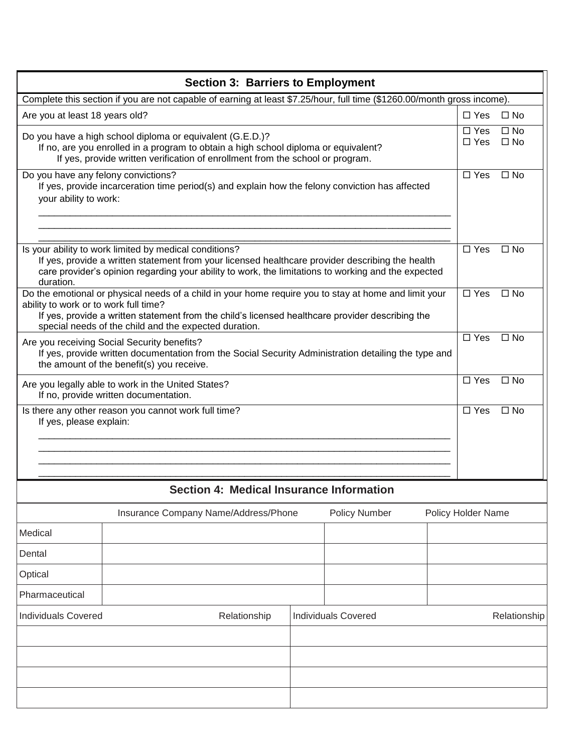## Section 3: Barriers to Employment

Complete this section if you are not capable of earning at least $7.25/hour, full time ($1260.00/month gross income).

| Question | Response |
|---|---|
| Are you at least 18 years old? | ☐ Yes ☐ No |
| Do you have a high school diploma or equivalent (G.E.D.)?<br>If no, are you enrolled in a program to obtain a high school diploma or equivalent?<br>If yes, provide written verification of enrollment from the school or program. | ☐ Yes ☐ No<br>☐ Yes ☐ No |
| Do you have any felony convictions?<br>If yes, provide incarceration time period(s) and explain how the felony conviction has affected your ability to work:<br>______________________________<br>______________________________<br>______________________________ | ☐ Yes ☐ No |
| Is your ability to work limited by medical conditions?<br>If yes, provide a written statement from your licensed healthcare provider describing the health care provider's opinion regarding your ability to work, the limitations to working and the expected duration. | ☐ Yes ☐ No |
| Do the emotional or physical needs of a child in your home require you to stay at home and limit your ability to work or to work full time?<br>If yes, provide a written statement from the child's licensed healthcare provider describing the special needs of the child and the expected duration. | ☐ Yes ☐ No |
| Are you receiving Social Security benefits?<br>If yes, provide written documentation from the Social Security Administration detailing the type and the amount of the benefit(s) you receive. | ☐ Yes ☐ No |
| Are you legally able to work in the United States?<br>If no, provide written documentation. | ☐ Yes ☐ No |
| Is there any other reason you cannot work full time?<br>If yes, please explain:<br>______________________________<br>______________________________<br>______________________________<br>______________________________ | ☐ Yes ☐ No |

## Section 4: Medical Insurance Information

| | Insurance Company Name/Address/Phone | Policy Number | Policy Holder Name |
|---|---|---|---|
| Medical | | | |
| Dental | | | |
| Optical | | | |
| Pharmaceutical | | | |

| Individuals Covered | Relationship | Individuals Covered | Relationship |
|---|---|---|---|
| | | | |
| | | | |
| | | | |
| | | | |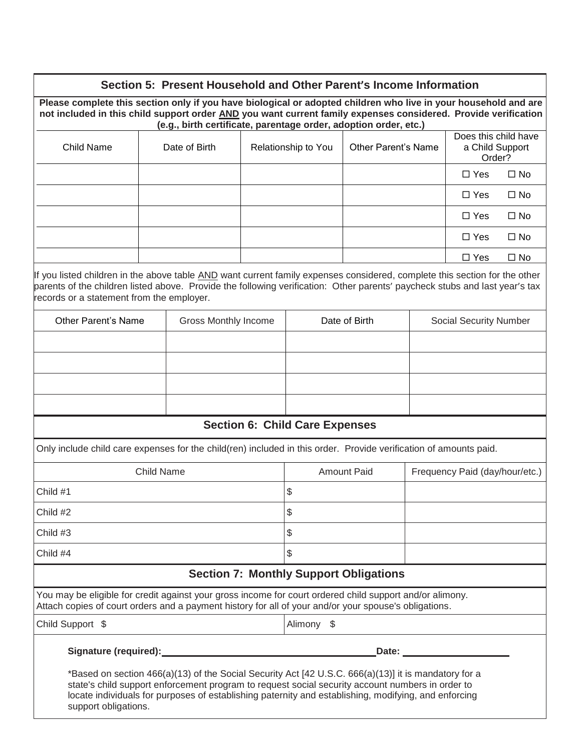## Section 5: Present Household and Other Parent's Income Information

**Please complete this section only if you have biological or adopted children who live in your household and are not included in this child support order AND you want current family expenses considered. Provide verification (e.g., birth certificate, parentage order, adoption order, etc.)**

| Child Name | Date of Birth | Relationship to You | Other Parent's Name | Does this child have a Child Support Order? |
|---|---|---|---|---|
| | | | | ☐ Yes ☐ No |
| | | | | ☐ Yes ☐ No |
| | | | | ☐ Yes ☐ No |
| | | | | ☐ Yes ☐ No |
| | | | | ☐ Yes ☐ No |

If you listed children in the above table AND want current family expenses considered, complete this section for the other parents of the children listed above. Provide the following verification: Other parents' paycheck stubs and last year's tax records or a statement from the employer.

| Other Parent's Name | Gross Monthly Income | Date of Birth | Social Security Number |
|---|---|---|---|
| | | | |
| | | | |
| | | | |
| | | | |

## Section 6: Child Care Expenses

Only include child care expenses for the child(ren) included in this order. Provide verification of amounts paid.

| Child Name | Amount Paid | Frequency Paid (day/hour/etc.) |
|---|---|---|
| Child #1 | $ | |
| Child #2 | $ | |
| Child #3 | $ | |
| Child #4 | $ | |

## Section 7: Monthly Support Obligations

You may be eligible for credit against your gross income for court ordered child support and/or alimony. Attach copies of court orders and a payment history for all of your and/or your spouse's obligations.

| | |
|---|---|
| Child Support $ | Alimony $ |

**Signature (required):** \_\_\_\_\_\_\_\_\_\_\_\_\_\_\_\_\_\_\_\_\_\_\_\_\_\_\_\_\_\_ **Date:** \_\_\_\_\_\_\_\_\_\_\_\_\_\_\_\_

*Based on section 466(a)(13) of the Social Security Act [42 U.S.C. 666(a)(13)] it is mandatory for a state's child support enforcement program to request social security account numbers in order to locate individuals for purposes of establishing paternity and establishing, modifying, and enforcing support obligations.